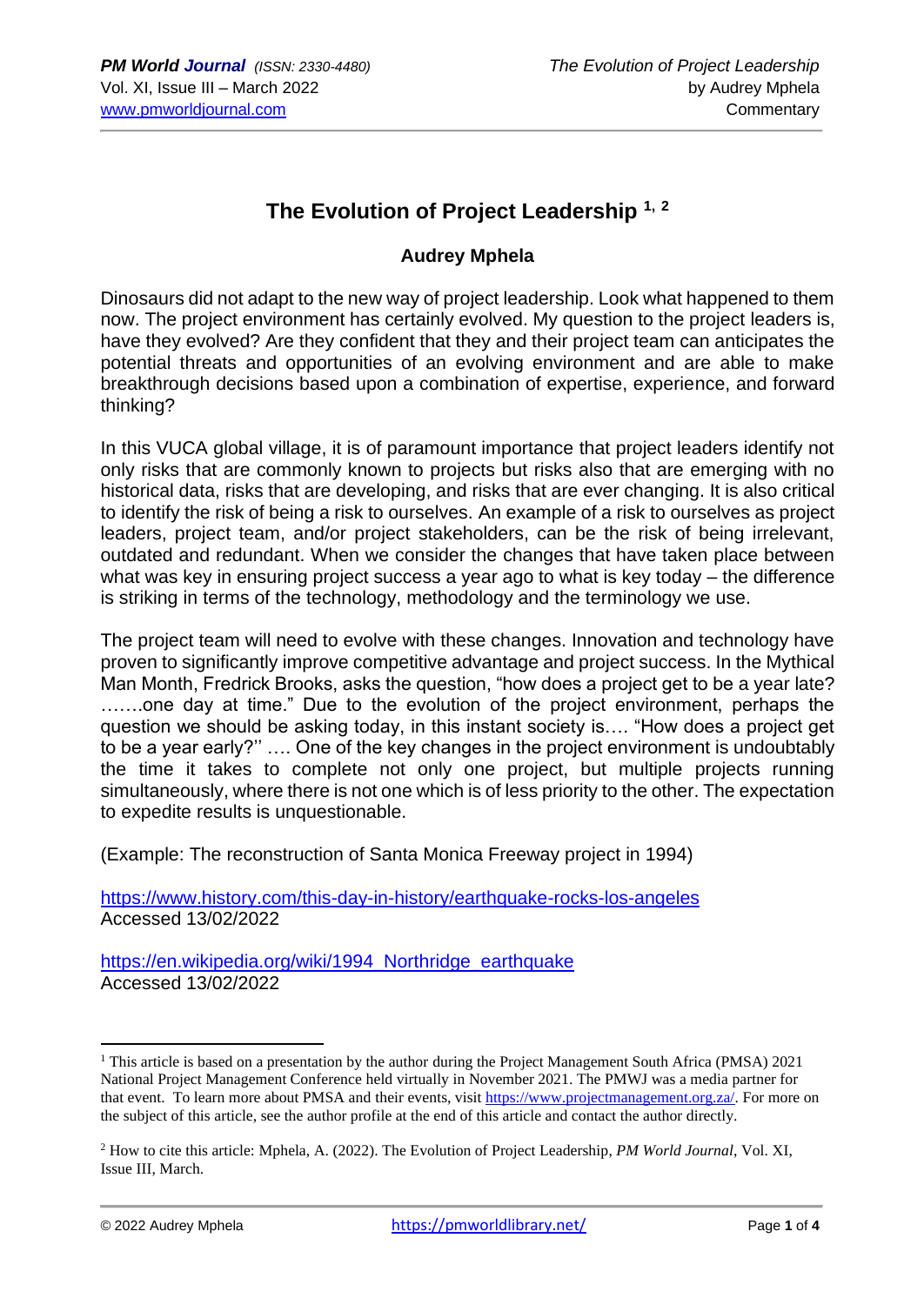# The Evolution of Project Leadership [1, 2]

**Audrey Mphela**

Dinosaurs did not adapt to the new way of project leadership. Look what happened to them now. The project environment has certainly evolved. My question to the project leaders is, have they evolved? Are they confident that they and their project team can anticipates the potential threats and opportunities of an evolving environment and are able to make breakthrough decisions based upon a combination of expertise, experience, and forward thinking?

In this VUCA global village, it is of paramount importance that project leaders identify not only risks that are commonly known to projects but risks also that are emerging with no historical data, risks that are developing, and risks that are ever changing. It is also critical to identify the risk of being a risk to ourselves. An example of a risk to ourselves as project leaders, project team, and/or project stakeholders, can be the risk of being irrelevant, outdated and redundant. When we consider the changes that have taken place between what was key in ensuring project success a year ago to what is key today – the difference is striking in terms of the technology, methodology and the terminology we use.

The project team will need to evolve with these changes. Innovation and technology have proven to significantly improve competitive advantage and project success. In the Mythical Man Month, Fredrick Brooks, asks the question, "how does a project get to be a year late? …….one day at time." Due to the evolution of the project environment, perhaps the question we should be asking today, in this instant society is…. "How does a project get to be a year early?'' …. One of the key changes in the project environment is undoubtably the time it takes to complete not only one project, but multiple projects running simultaneously, where there is not one which is of less priority to the other. The expectation to expedite results is unquestionable.

(Example: The reconstruction of Santa Monica Freeway project in 1994)

https://www.history.com/this-day-in-history/earthquake-rocks-los-angeles
Accessed 13/02/2022

https://en.wikipedia.org/wiki/1994_Northridge_earthquake
Accessed 13/02/2022

---

[1] This article is based on a presentation by the author during the Project Management South Africa (PMSA) 2021 National Project Management Conference held virtually in November 2021. The PMWJ was a media partner for that event. To learn more about PMSA and their events, visit https://www.projectmanagement.org.za/. For more on the subject of this article, see the author profile at the end of this article and contact the author directly.

[2] How to cite this article: Mphela, A. (2022). The Evolution of Project Leadership, *PM World Journal*, Vol. XI, Issue III, March.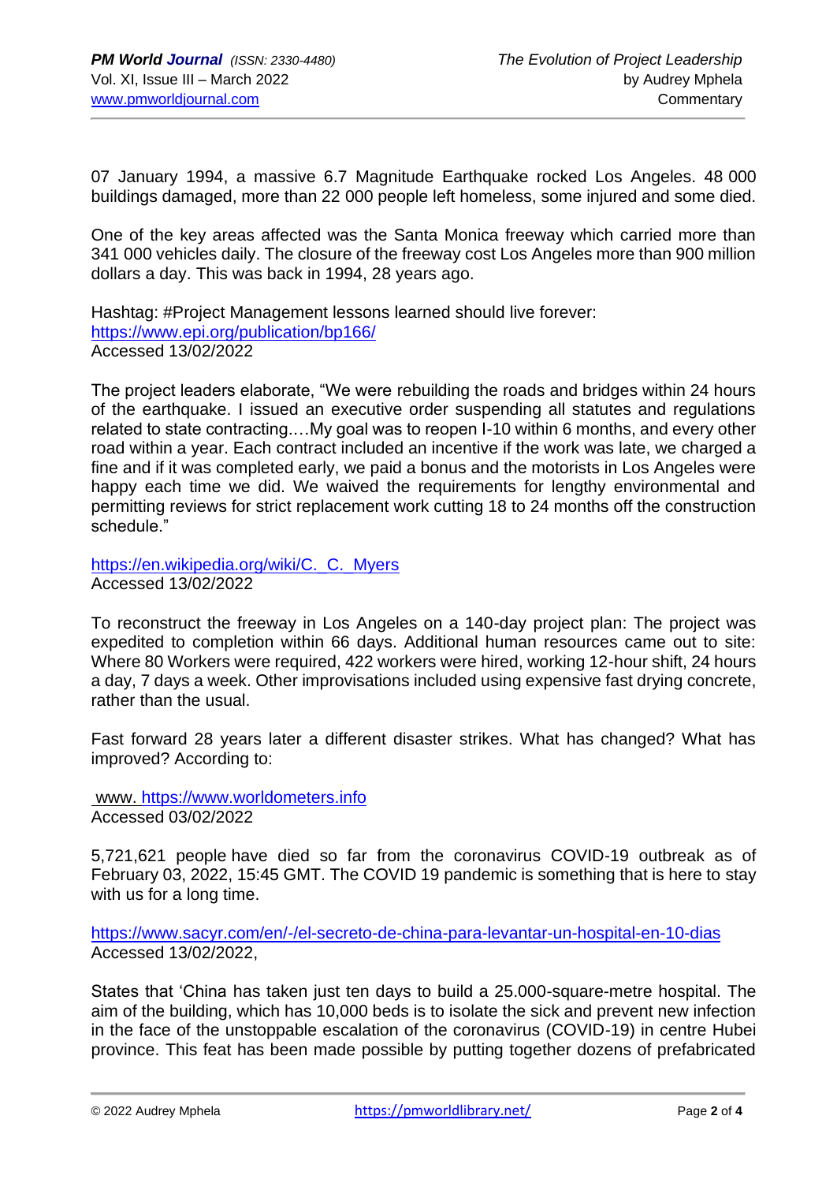07 January 1994, a massive 6.7 Magnitude Earthquake rocked Los Angeles. 48 000 buildings damaged, more than 22 000 people left homeless, some injured and some died.

One of the key areas affected was the Santa Monica freeway which carried more than 341 000 vehicles daily. The closure of the freeway cost Los Angeles more than 900 million dollars a day. This was back in 1994, 28 years ago.

Hashtag: #Project Management lessons learned should live forever:
https://www.epi.org/publication/bp166/
Accessed 13/02/2022

The project leaders elaborate, "We were rebuilding the roads and bridges within 24 hours of the earthquake. I issued an executive order suspending all statutes and regulations related to state contracting.…My goal was to reopen I-10 within 6 months, and every other road within a year. Each contract included an incentive if the work was late, we charged a fine and if it was completed early, we paid a bonus and the motorists in Los Angeles were happy each time we did. We waived the requirements for lengthy environmental and permitting reviews for strict replacement work cutting 18 to 24 months off the construction schedule."

https://en.wikipedia.org/wiki/C._C._Myers
Accessed 13/02/2022

To reconstruct the freeway in Los Angeles on a 140-day project plan: The project was expedited to completion within 66 days. Additional human resources came out to site: Where 80 Workers were required, 422 workers were hired, working 12-hour shift, 24 hours a day, 7 days a week. Other improvisations included using expensive fast drying concrete, rather than the usual.

Fast forward 28 years later a different disaster strikes. What has changed? What has improved? According to:

www. https://www.worldometers.info
Accessed 03/02/2022

5,721,621 people have died so far from the coronavirus COVID-19 outbreak as of February 03, 2022, 15:45 GMT. The COVID 19 pandemic is something that is here to stay with us for a long time.

https://www.sacyr.com/en/-/el-secreto-de-china-para-levantar-un-hospital-en-10-dias
Accessed 13/02/2022,

States that 'China has taken just ten days to build a 25.000-square-metre hospital. The aim of the building, which has 10,000 beds is to isolate the sick and prevent new infection in the face of the unstoppable escalation of the coronavirus (COVID-19) in centre Hubei province. This feat has been made possible by putting together dozens of prefabricated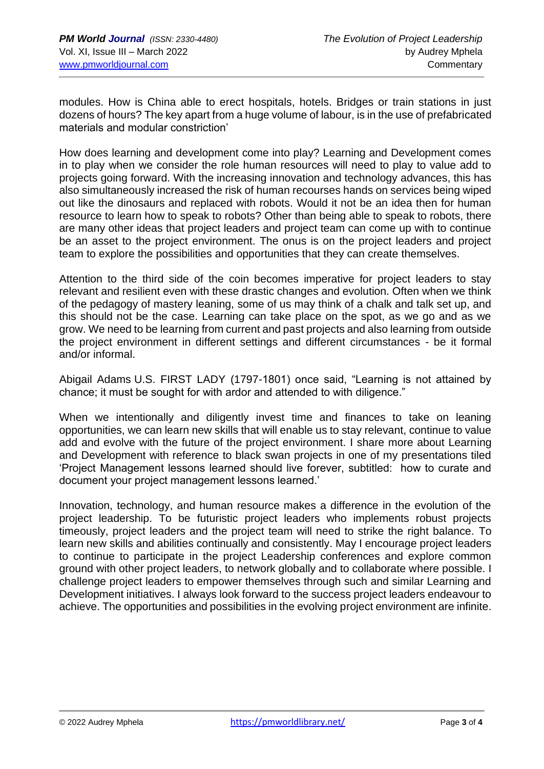modules. How is China able to erect hospitals, hotels. Bridges or train stations in just dozens of hours? The key apart from a huge volume of labour, is in the use of prefabricated materials and modular constriction'

How does learning and development come into play? Learning and Development comes in to play when we consider the role human resources will need to play to value add to projects going forward. With the increasing innovation and technology advances, this has also simultaneously increased the risk of human recourses hands on services being wiped out like the dinosaurs and replaced with robots. Would it not be an idea then for human resource to learn how to speak to robots? Other than being able to speak to robots, there are many other ideas that project leaders and project team can come up with to continue be an asset to the project environment. The onus is on the project leaders and project team to explore the possibilities and opportunities that they can create themselves.

Attention to the third side of the coin becomes imperative for project leaders to stay relevant and resilient even with these drastic changes and evolution. Often when we think of the pedagogy of mastery leaning, some of us may think of a chalk and talk set up, and this should not be the case. Learning can take place on the spot, as we go and as we grow. We need to be learning from current and past projects and also learning from outside the project environment in different settings and different circumstances - be it formal and/or informal.

Abigail Adams U.S. FIRST LADY (1797-1801) once said, "Learning is not attained by chance; it must be sought for with ardor and attended to with diligence."

When we intentionally and diligently invest time and finances to take on leaning opportunities, we can learn new skills that will enable us to stay relevant, continue to value add and evolve with the future of the project environment. I share more about Learning and Development with reference to black swan projects in one of my presentations tiled 'Project Management lessons learned should live forever, subtitled: how to curate and document your project management lessons learned.'

Innovation, technology, and human resource makes a difference in the evolution of the project leadership. To be futuristic project leaders who implements robust projects timeously, project leaders and the project team will need to strike the right balance. To learn new skills and abilities continually and consistently. May I encourage project leaders to continue to participate in the project Leadership conferences and explore common ground with other project leaders, to network globally and to collaborate where possible. I challenge project leaders to empower themselves through such and similar Learning and Development initiatives. I always look forward to the success project leaders endeavour to achieve. The opportunities and possibilities in the evolving project environment are infinite.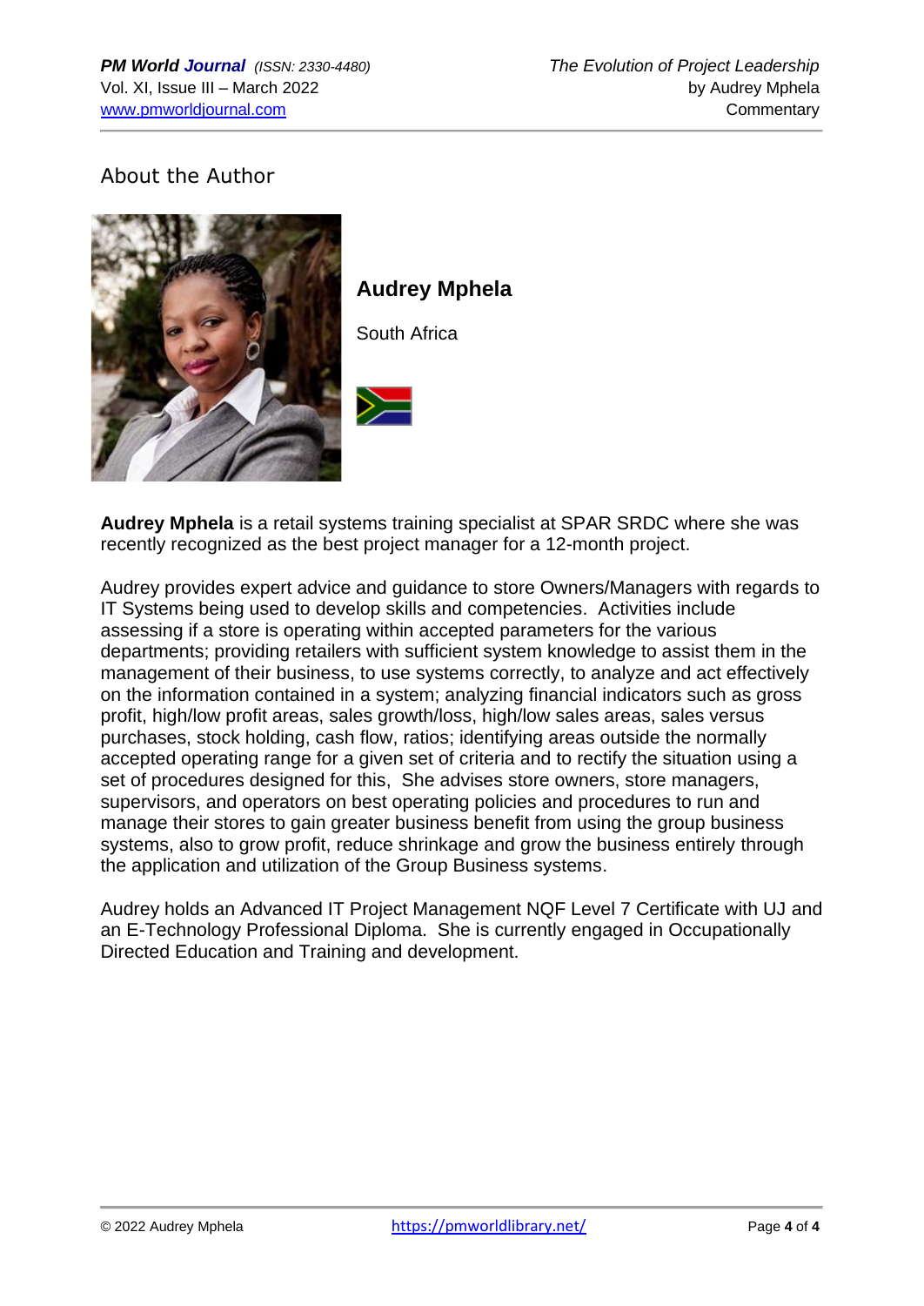## About the Author

### Audrey Mphela

South Africa

**Audrey Mphela** is a retail systems training specialist at SPAR SRDC where she was recently recognized as the best project manager for a 12-month project.

Audrey provides expert advice and guidance to store Owners/Managers with regards to IT Systems being used to develop skills and competencies. Activities include assessing if a store is operating within accepted parameters for the various departments; providing retailers with sufficient system knowledge to assist them in the management of their business, to use systems correctly, to analyze and act effectively on the information contained in a system; analyzing financial indicators such as gross profit, high/low profit areas, sales growth/loss, high/low sales areas, sales versus purchases, stock holding, cash flow, ratios; identifying areas outside the normally accepted operating range for a given set of criteria and to rectify the situation using a set of procedures designed for this, She advises store owners, store managers, supervisors, and operators on best operating policies and procedures to run and manage their stores to gain greater business benefit from using the group business systems, also to grow profit, reduce shrinkage and grow the business entirely through the application and utilization of the Group Business systems.

Audrey holds an Advanced IT Project Management NQF Level 7 Certificate with UJ and an E-Technology Professional Diploma. She is currently engaged in Occupationally Directed Education and Training and development.